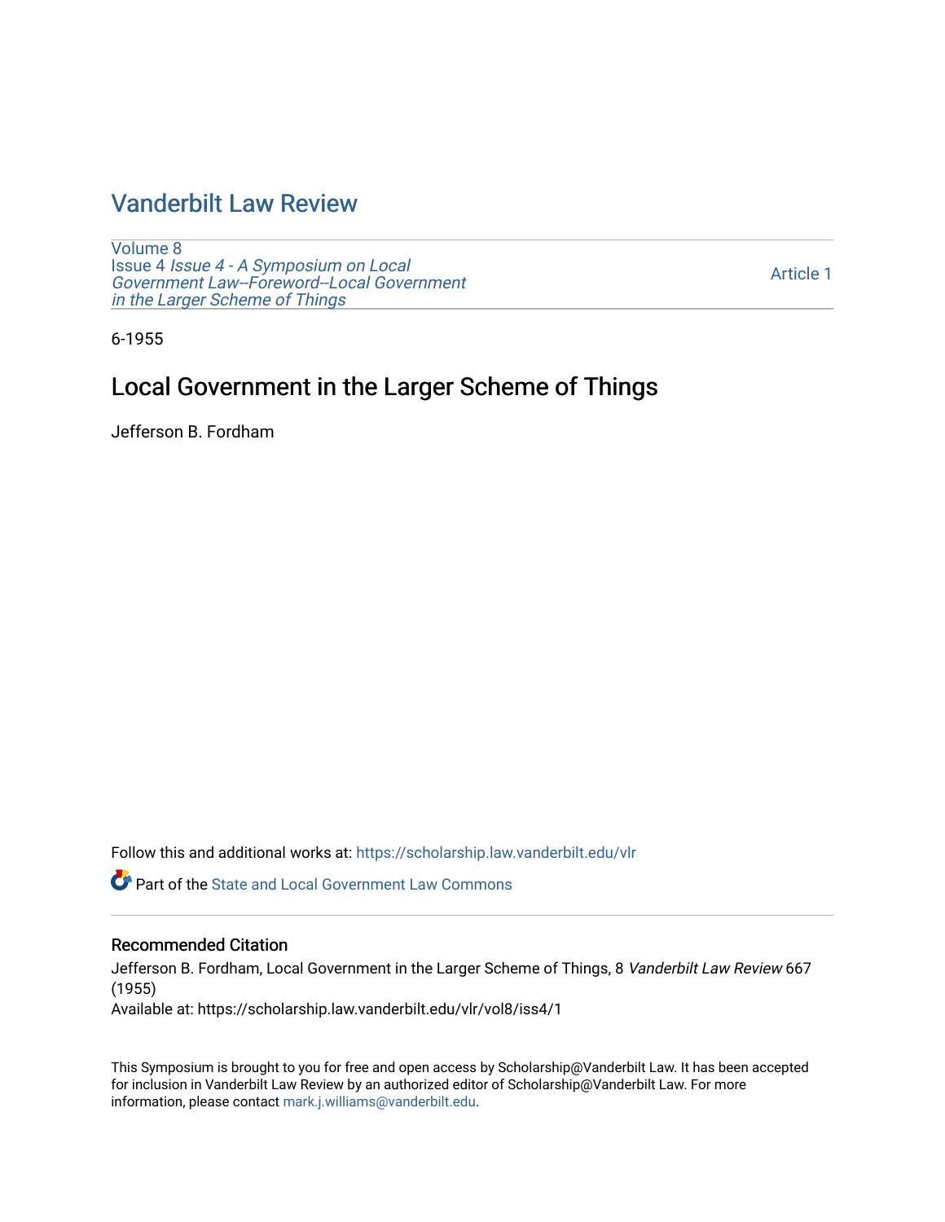# Vanderbilt Law Review

Volume 8
Issue 4 *Issue 4 - A Symposium on Local Government Law--Foreword--Local Government in the Larger Scheme of Things*

Article 1

6-1955

## Local Government in the Larger Scheme of Things

Jefferson B. Fordham

Follow this and additional works at: https://scholarship.law.vanderbilt.edu/vlr

Part of the State and Local Government Law Commons

### Recommended Citation

Jefferson B. Fordham, Local Government in the Larger Scheme of Things, 8 *Vanderbilt Law Review* 667 (1955)
Available at: https://scholarship.law.vanderbilt.edu/vlr/vol8/iss4/1

This Symposium is brought to you for free and open access by Scholarship@Vanderbilt Law. It has been accepted for inclusion in Vanderbilt Law Review by an authorized editor of Scholarship@Vanderbilt Law. For more information, please contact mark.j.williams@vanderbilt.edu.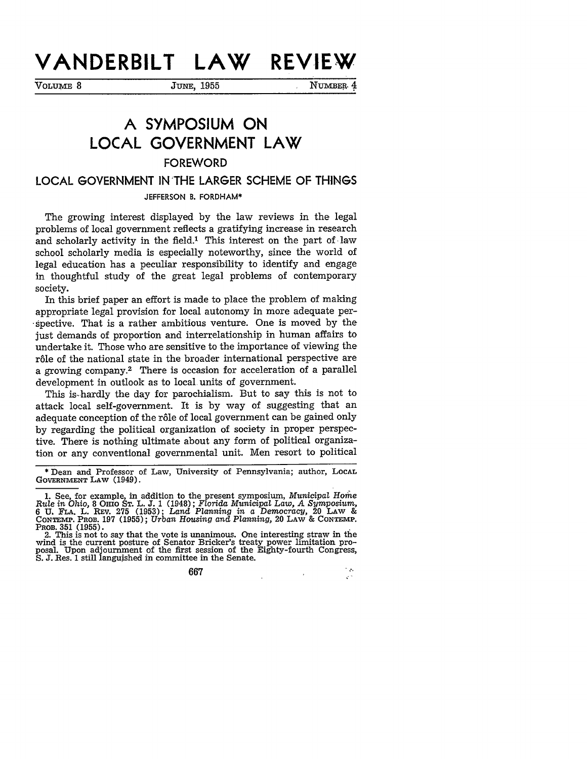# VANDERBILT LAW REVIEW

VOLUME 8 — JUNE, 1955 — NUMBER 4

# A SYMPOSIUM ON LOCAL GOVERNMENT LAW

## FOREWORD

## LOCAL GOVERNMENT IN THE LARGER SCHEME OF THINGS

JEFFERSON B. FORDHAM*

The growing interest displayed by the law reviews in the legal problems of local government reflects a gratifying increase in research and scholarly activity in the field.[1] This interest on the part of law school scholarly media is especially noteworthy, since the world of legal education has a peculiar responsibility to identify and engage in thoughtful study of the great legal problems of contemporary society.

In this brief paper an effort is made to place the problem of making appropriate legal provision for local autonomy in more adequate perspective. That is a rather ambitious venture. One is moved by the just demands of proportion and interrelationship in human affairs to undertake it. Those who are sensitive to the importance of viewing the rôle of the national state in the broader international perspective are a growing company.[2] There is occasion for acceleration of a parallel development in outlook as to local units of government.

This is hardly the day for parochialism. But to say this is not to attack local self-government. It is by way of suggesting that an adequate conception of the rôle of local government can be gained only by regarding the political organization of society in proper perspective. There is nothing ultimate about any form of political organization or any conventional governmental unit. Men resort to political

---

\* Dean and Professor of Law, University of Pennsylvania; author, LOCAL GOVERNMENT LAW (1949).

1. See, for example, in addition to the present symposium, *Municipal Home Rule in Ohio*, 8 OHIO ST. L. J. 1 (1948); *Florida Municipal Law, A Symposium*, 6 U. FLA. L. REV. 275 (1953); *Land Planning in a Democracy*, 20 LAW & CONTEMP. PROB. 197 (1955); *Urban Housing and Planning*, 20 LAW & CONTEMP. PROB. 351 (1955).

2. This is not to say that the vote is unanimous. One interesting straw in the wind is the current posture of Senator Bricker's treaty power limitation proposal. Upon adjournment of the first session of the Eighty-fourth Congress, S. J. Res. 1 still languished in committee in the Senate.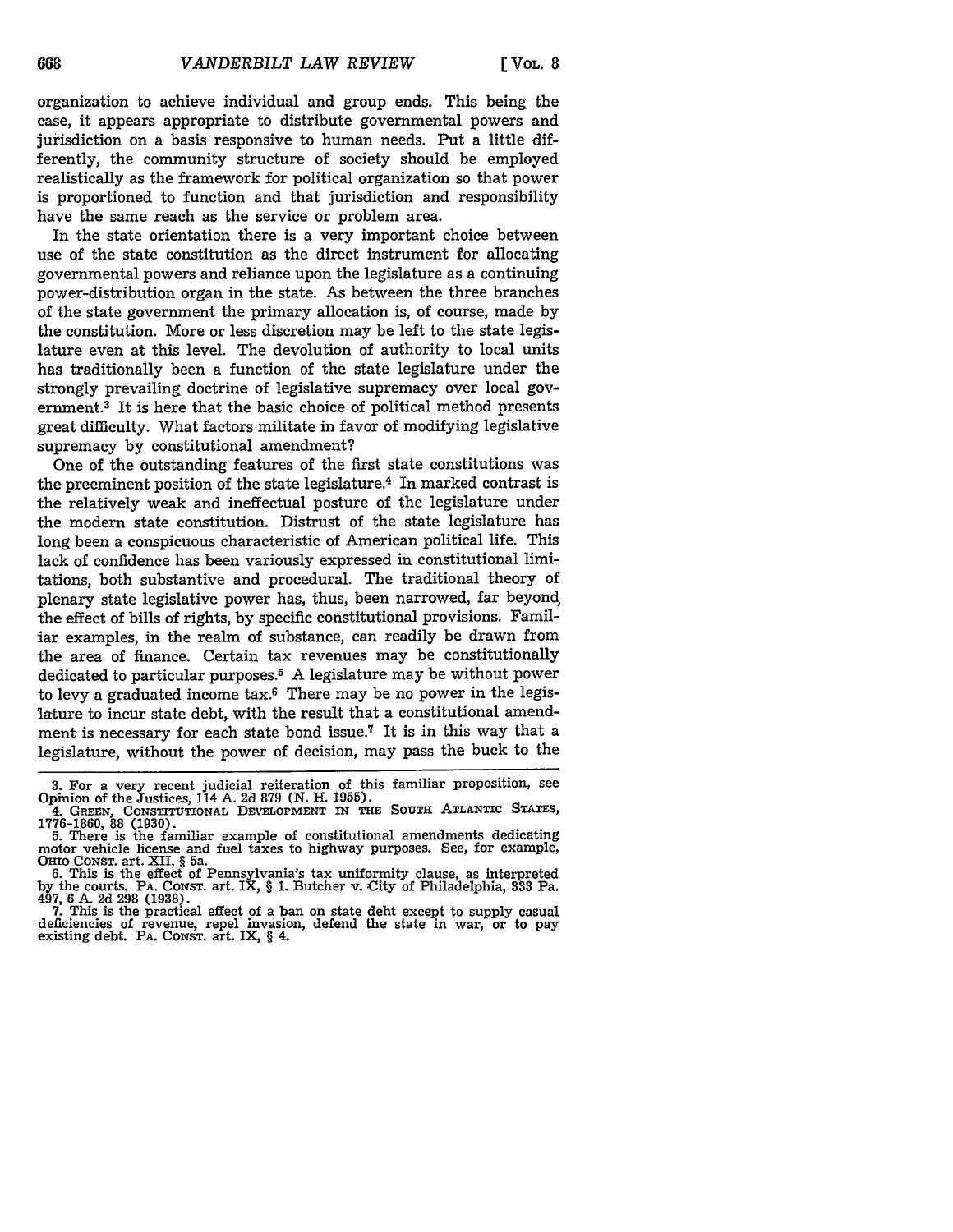organization to achieve individual and group ends. This being the case, it appears appropriate to distribute governmental powers and jurisdiction on a basis responsive to human needs. Put a little differently, the community structure of society should be employed realistically as the framework for political organization so that power is proportioned to function and that jurisdiction and responsibility have the same reach as the service or problem area.

In the state orientation there is a very important choice between use of the state constitution as the direct instrument for allocating governmental powers and reliance upon the legislature as a continuing power-distribution organ in the state. As between the three branches of the state government the primary allocation is, of course, made by the constitution. More or less discretion may be left to the state legislature even at this level. The devolution of authority to local units has traditionally been a function of the state legislature under the strongly prevailing doctrine of legislative supremacy over local government.[3] It is here that the basic choice of political method presents great difficulty. What factors militate in favor of modifying legislative supremacy by constitutional amendment?

One of the outstanding features of the first state constitutions was the preeminent position of the state legislature.[4] In marked contrast is the relatively weak and ineffectual posture of the legislature under the modern state constitution. Distrust of the state legislature has long been a conspicuous characteristic of American political life. This lack of confidence has been variously expressed in constitutional limitations, both substantive and procedural. The traditional theory of plenary state legislative power has, thus, been narrowed, far beyond the effect of bills of rights, by specific constitutional provisions. Familiar examples, in the realm of substance, can readily be drawn from the area of finance. Certain tax revenues may be constitutionally dedicated to particular purposes.[5] A legislature may be without power to levy a graduated income tax.[6] There may be no power in the legislature to incur state debt, with the result that a constitutional amendment is necessary for each state bond issue.[7] It is in this way that a legislature, without the power of decision, may pass the buck to the

---

3. For a very recent judicial reiteration of this familiar proposition, see Opinion of the Justices, 114 A. 2d 879 (N. H. 1955).

4. GREEN, CONSTITUTIONAL DEVELOPMENT IN THE SOUTH ATLANTIC STATES, 1776-1860, 88 (1930).

5. There is the familiar example of constitutional amendments dedicating motor vehicle license and fuel taxes to highway purposes. See, for example, OHIO CONST. art. XII, § 5a.

6. This is the effect of Pennsylvania's tax uniformity clause, as interpreted by the courts. PA. CONST. art. IX, § 1. Butcher v. City of Philadelphia, 333 Pa. 497, 6 A. 2d 298 (1938).

7. This is the practical effect of a ban on state debt except to supply casual deficiencies of revenue, repel invasion, defend the state in war, or to pay existing debt. PA. CONST. art. IX, § 4.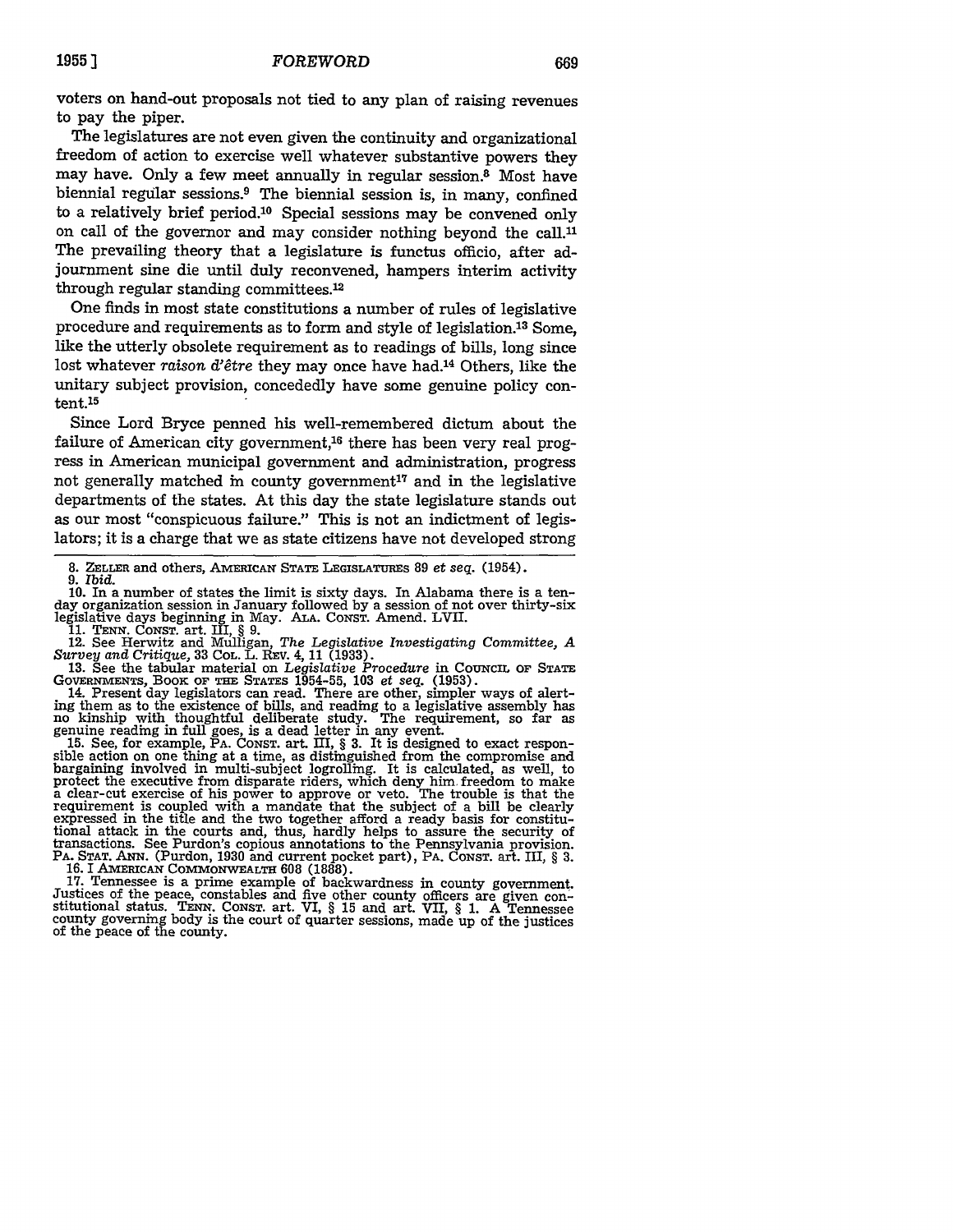voters on hand-out proposals not tied to any plan of raising revenues to pay the piper.

The legislatures are not even given the continuity and organizational freedom of action to exercise well whatever substantive powers they may have. Only a few meet annually in regular session.[8] Most have biennial regular sessions.[9] The biennial session is, in many, confined to a relatively brief period.[10] Special sessions may be convened only on call of the governor and may consider nothing beyond the call.[11] The prevailing theory that a legislature is functus officio, after adjournment sine die until duly reconvened, hampers interim activity through regular standing committees.[12]

One finds in most state constitutions a number of rules of legislative procedure and requirements as to form and style of legislation.[13] Some, like the utterly obsolete requirement as to readings of bills, long since lost whatever *raison d'être* they may once have had.[14] Others, like the unitary subject provision, concededly have some genuine policy content.[15]

Since Lord Bryce penned his well-remembered dictum about the failure of American city government,[16] there has been very real progress in American municipal government and administration, progress not generally matched in county government[17] and in the legislative departments of the states. At this day the state legislature stands out as our most "conspicuous failure." This is not an indictment of legislators; it is a charge that we as state citizens have not developed strong

---

8. ZELLER and others, AMERICAN STATE LEGISLATURES 89 *et seq.* (1954).

9. *Ibid.*

10. In a number of states the limit is sixty days. In Alabama there is a ten-day organization session in January followed by a session of not over thirty-six legislative days beginning in May. ALA. CONST. Amend. LVII.

11. TENN. CONST. art. III, § 9.

12. See Herwitz and Mulligan, *The Legislative Investigating Committee, A Survey and Critique,* 33 COL. L. REV. 4, 11 (1933).

13. See the tabular material on *Legislative Procedure* in COUNCIL OF STATE GOVERNMENTS, BOOK OF THE STATES 1954-55, 103 *et seq.* (1953).

14. Present day legislators can read. There are other, simpler ways of alerting them as to the existence of bills, and reading to a legislative assembly has no kinship with thoughtful deliberate study. The requirement, so far as genuine reading in full goes, is a dead letter in any event.

15. See, for example, PA. CONST. art. III, § 3. It is designed to exact responsible action on one thing at a time, as distinguished from the compromise and bargaining involved in multi-subject logrolling. It is calculated, as well, to protect the executive from disparate riders, which deny him freedom to make a clear-cut exercise of his power to approve or veto. The trouble is that the requirement is coupled with a mandate that the subject of a bill be clearly expressed in the title and the two together afford a ready basis for constitutional attack in the courts and, thus, hardly helps to assure the security of transactions. See Purdon's copious annotations to the Pennsylvania provision. PA. STAT. ANN. (Purdon, 1930 and current pocket part), PA. CONST. art. III, § 3.

16. I AMERICAN COMMONWEALTH 608 (1888).

17. Tennessee is a prime example of backwardness in county government. Justices of the peace, constables and five other county officers are given constitutional status. TENN. CONST. art. VI, § 15 and art. VII, § 1. A Tennessee county governing body is the court of quarter sessions, made up of the justices of the peace of the county.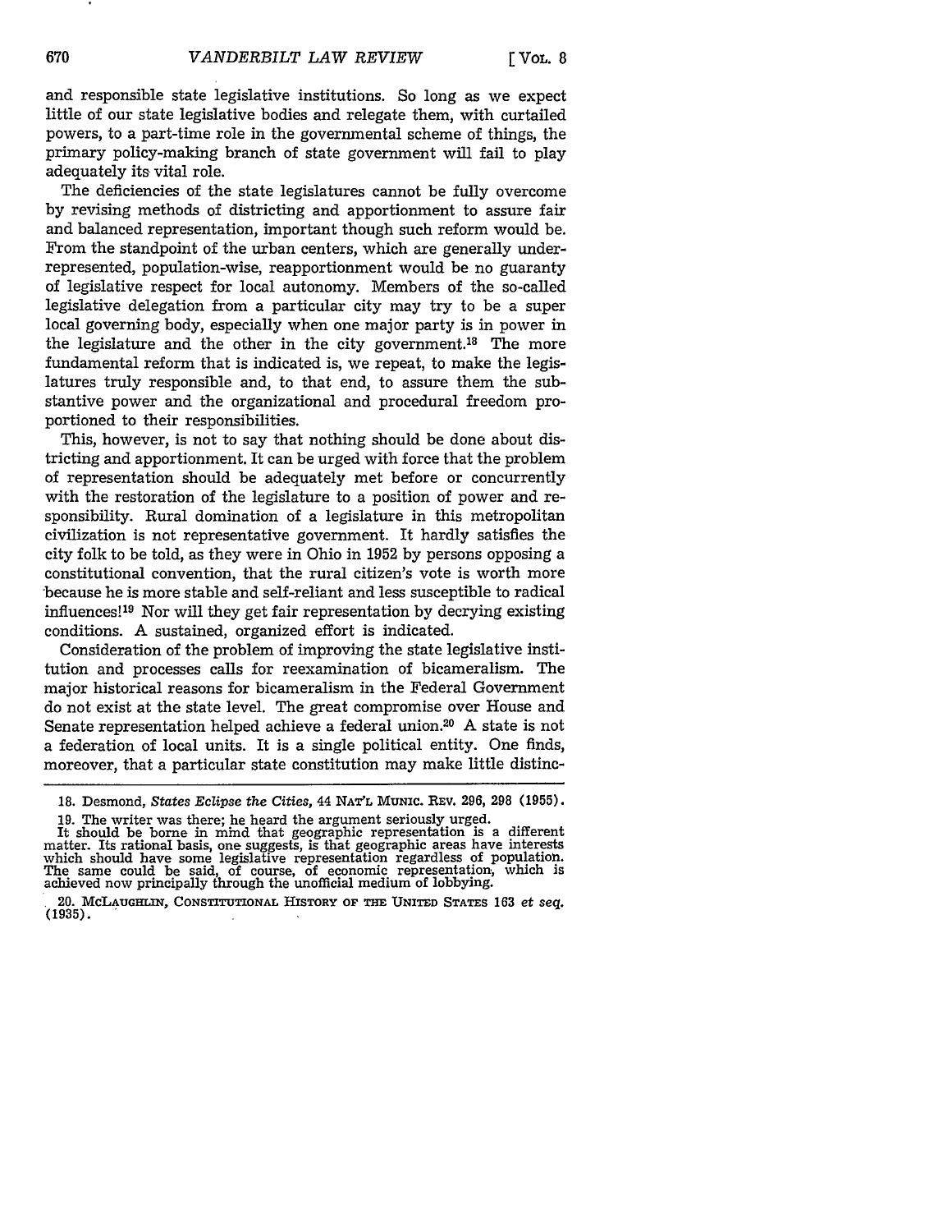and responsible state legislative institutions. So long as we expect little of our state legislative bodies and relegate them, with curtailed powers, to a part-time role in the governmental scheme of things, the primary policy-making branch of state government will fail to play adequately its vital role.

The deficiencies of the state legislatures cannot be fully overcome by revising methods of districting and apportionment to assure fair and balanced representation, important though such reform would be. From the standpoint of the urban centers, which are generally under-represented, population-wise, reapportionment would be no guaranty of legislative respect for local autonomy. Members of the so-called legislative delegation from a particular city may try to be a super local governing body, especially when one major party is in power in the legislature and the other in the city government.[18] The more fundamental reform that is indicated is, we repeat, to make the legislatures truly responsible and, to that end, to assure them the substantive power and the organizational and procedural freedom proportioned to their responsibilities.

This, however, is not to say that nothing should be done about districting and apportionment. It can be urged with force that the problem of representation should be adequately met before or concurrently with the restoration of the legislature to a position of power and responsibility. Rural domination of a legislature in this metropolitan civilization is not representative government. It hardly satisfies the city folk to be told, as they were in Ohio in 1952 by persons opposing a constitutional convention, that the rural citizen's vote is worth more because he is more stable and self-reliant and less susceptible to radical influences![19] Nor will they get fair representation by decrying existing conditions. A sustained, organized effort is indicated.

Consideration of the problem of improving the state legislative institution and processes calls for reexamination of bicameralism. The major historical reasons for bicameralism in the Federal Government do not exist at the state level. The great compromise over House and Senate representation helped achieve a federal union.[20] A state is not a federation of local units. It is a single political entity. One finds, moreover, that a particular state constitution may make little distinc-

---

18. Desmond, *States Eclipse the Cities*, 44 NAT'L MUNIC. REV. 296, 298 (1955).

19. The writer was there; he heard the argument seriously urged.
It should be borne in mind that geographic representation is a different matter. Its rational basis, one suggests, is that geographic areas have interests which should have some legislative representation regardless of population. The same could be said, of course, of economic representation, which is achieved now principally through the unofficial medium of lobbying.

20. MCLAUGHLIN, CONSTITUTIONAL HISTORY OF THE UNITED STATES 163 *et seq.* (1935).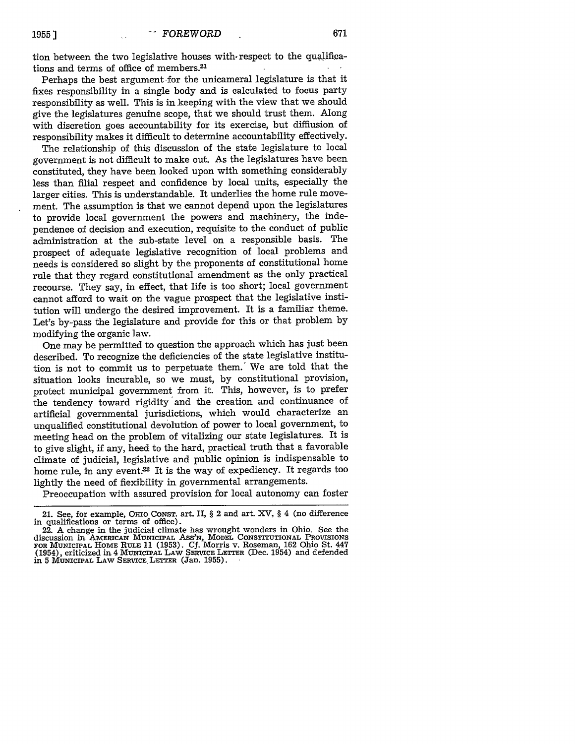tion between the two legislative houses with respect to the qualifications and terms of office of members.[21]

Perhaps the best argument for the unicameral legislature is that it fixes responsibility in a single body and is calculated to focus party responsibility as well. This is in keeping with the view that we should give the legislatures genuine scope, that we should trust them. Along with discretion goes accountability for its exercise, but diffusion of responsibility makes it difficult to determine accountability effectively.

The relationship of this discussion of the state legislature to local government is not difficult to make out. As the legislatures have been constituted, they have been looked upon with something considerably less than filial respect and confidence by local units, especially the larger cities. This is understandable. It underlies the home rule movement. The assumption is that we cannot depend upon the legislatures to provide local government the powers and machinery, the independence of decision and execution, requisite to the conduct of public administration at the sub-state level on a responsible basis. The prospect of adequate legislative recognition of local problems and needs is considered so slight by the proponents of constitutional home rule that they regard constitutional amendment as the only practical recourse. They say, in effect, that life is too short; local government cannot afford to wait on the vague prospect that the legislative institution will undergo the desired improvement. It is a familiar theme. Let's by-pass the legislature and provide for this or that problem by modifying the organic law.

One may be permitted to question the approach which has just been described. To recognize the deficiencies of the state legislative institution is not to commit us to perpetuate them. We are told that the situation looks incurable, so we must, by constitutional provision, protect municipal government from it. This, however, is to prefer the tendency toward rigidity and the creation and continuance of artificial governmental jurisdictions, which would characterize an unqualified constitutional devolution of power to local government, to meeting head on the problem of vitalizing our state legislatures. It is to give slight, if any, heed to the hard, practical truth that a favorable climate of judicial, legislative and public opinion is indispensable to home rule, in any event.[22] It is the way of expediency. It regards too lightly the need of flexibility in governmental arrangements.

Preoccupation with assured provision for local autonomy can foster

---

21. See, for example, OHIO CONST. art. II, § 2 and art. XV, § 4 (no difference in qualifications or terms of office).

22. A change in the judicial climate has wrought wonders in Ohio. See the discussion in AMERICAN MUNICIPAL ASS'N, MODEL CONSTITUTIONAL PROVISIONS FOR MUNICIPAL HOME RULE 11 (1953). Cf. Morris v. Roseman, 162 Ohio St. 447 (1954), criticized in 4 MUNICIPAL LAW SERVICE LETTER (Dec. 1954) and defended in 5 MUNICIPAL LAW SERVICE LETTER (Jan. 1955).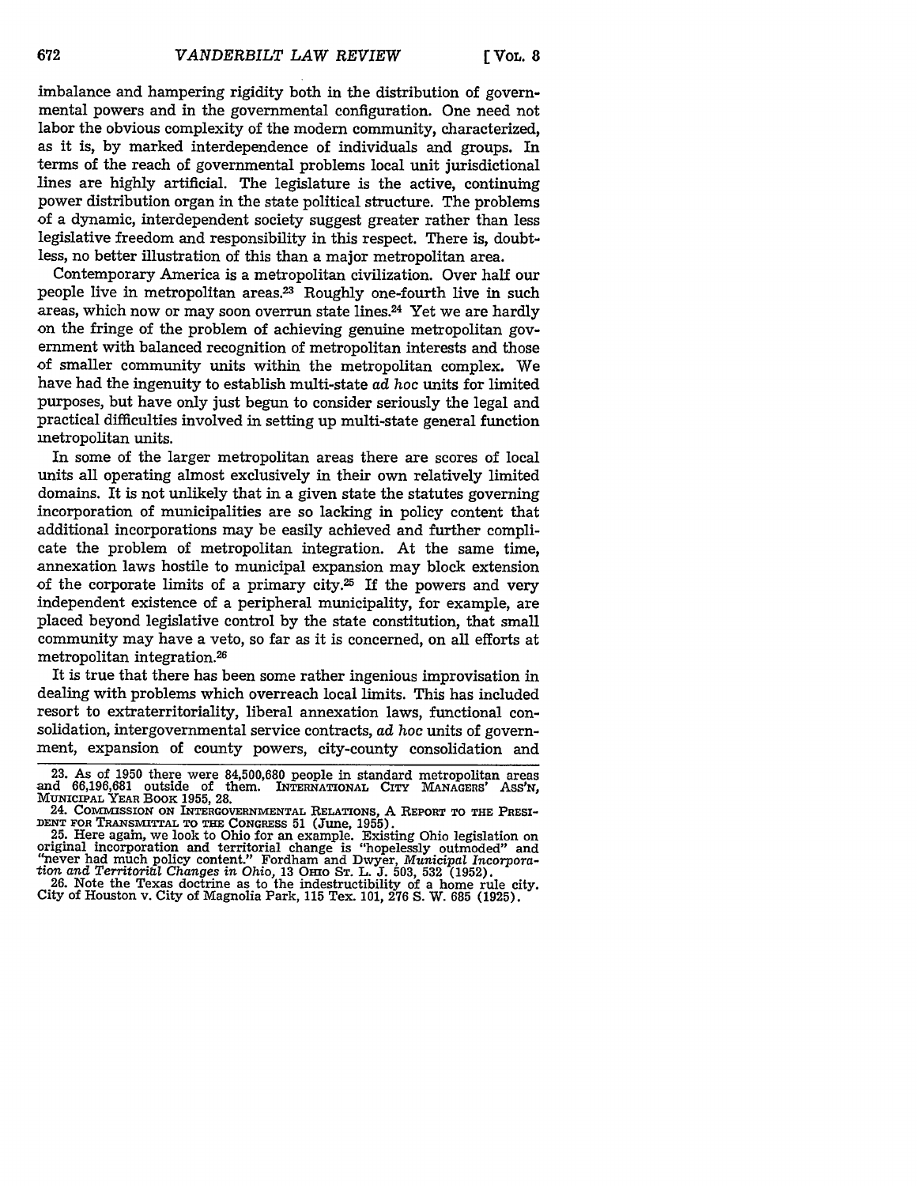imbalance and hampering rigidity both in the distribution of governmental powers and in the governmental configuration. One need not labor the obvious complexity of the modern community, characterized, as it is, by marked interdependence of individuals and groups. In terms of the reach of governmental problems local unit jurisdictional lines are highly artificial. The legislature is the active, continuing power distribution organ in the state political structure. The problems of a dynamic, interdependent society suggest greater rather than less legislative freedom and responsibility in this respect. There is, doubtless, no better illustration of this than a major metropolitan area.

Contemporary America is a metropolitan civilization. Over half our people live in metropolitan areas.[23] Roughly one-fourth live in such areas, which now or may soon overrun state lines.[24] Yet we are hardly on the fringe of the problem of achieving genuine metropolitan government with balanced recognition of metropolitan interests and those of smaller community units within the metropolitan complex. We have had the ingenuity to establish multi-state *ad hoc* units for limited purposes, but have only just begun to consider seriously the legal and practical difficulties involved in setting up multi-state general function metropolitan units.

In some of the larger metropolitan areas there are scores of local units all operating almost exclusively in their own relatively limited domains. It is not unlikely that in a given state the statutes governing incorporation of municipalities are so lacking in policy content that additional incorporations may be easily achieved and further complicate the problem of metropolitan integration. At the same time, annexation laws hostile to municipal expansion may block extension of the corporate limits of a primary city.[25] If the powers and very independent existence of a peripheral municipality, for example, are placed beyond legislative control by the state constitution, that small community may have a veto, so far as it is concerned, on all efforts at metropolitan integration.[26]

It is true that there has been some rather ingenious improvisation in dealing with problems which overreach local limits. This has included resort to extraterritoriality, liberal annexation laws, functional consolidation, intergovernmental service contracts, *ad hoc* units of government, expansion of county powers, city-county consolidation and

23. As of 1950 there were 84,500,680 people in standard metropolitan areas and 66,196,681 outside of them. INTERNATIONAL CITY MANAGERS' ASS'N, MUNICIPAL YEAR BOOK 1955, 28.

24. COMMISSION ON INTERGOVERNMENTAL RELATIONS, A REPORT TO THE PRESIDENT FOR TRANSMITTAL TO THE CONGRESS 51 (June, 1955).

25. Here again, we look to Ohio for an example. Existing Ohio legislation on original incorporation and territorial change is "hopelessly outmoded" and "never had much policy content." Fordham and Dwyer, *Municipal Incorporation and Territorial Changes in Ohio*, 13 OHIO ST. L. J. 503, 532 (1952).

26. Note the Texas doctrine as to the indestructibility of a home rule city. City of Houston v. City of Magnolia Park, 115 Tex. 101, 276 S. W. 685 (1925).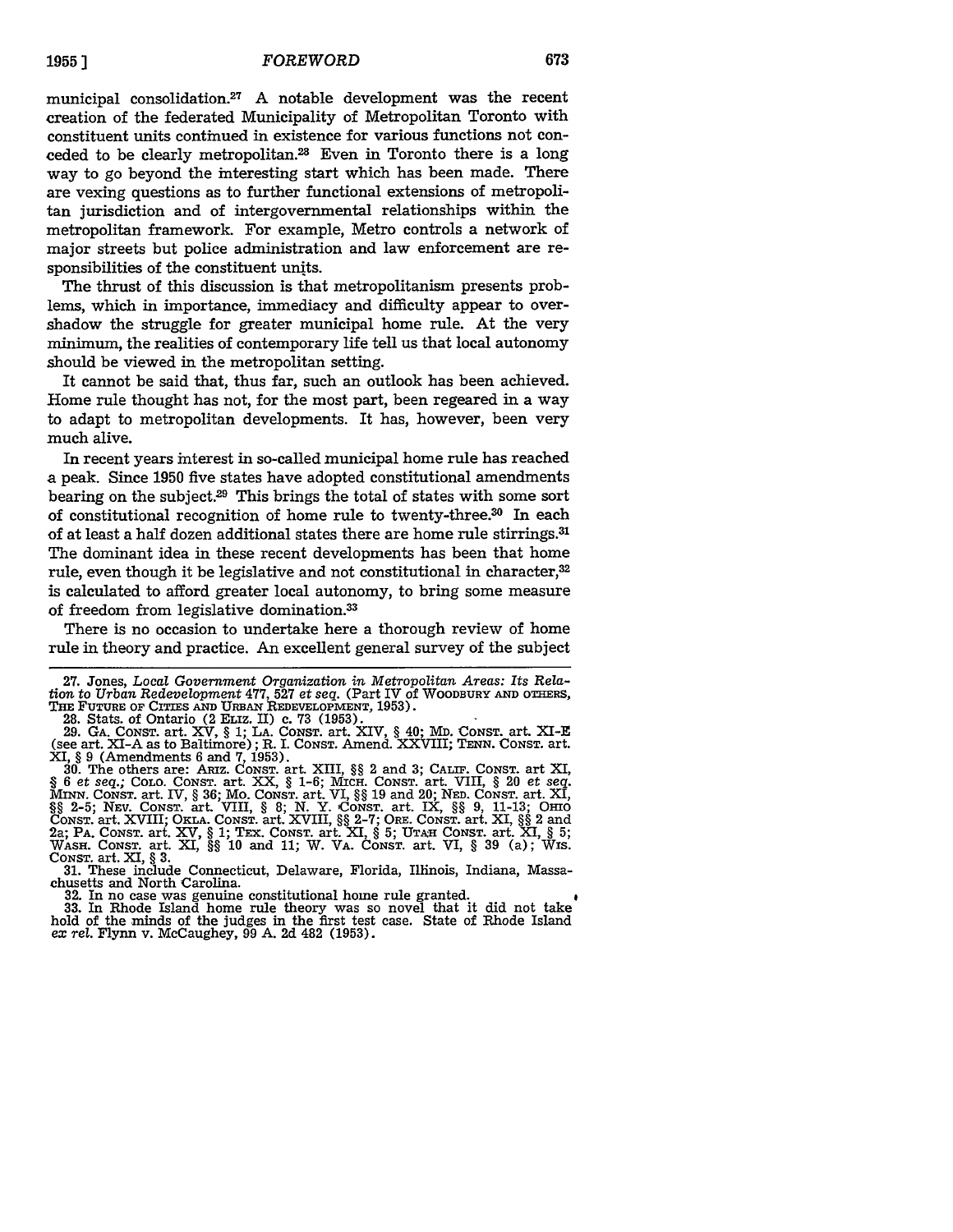municipal consolidation.[27] A notable development was the recent creation of the federated Municipality of Metropolitan Toronto with constituent units continued in existence for various functions not conceded to be clearly metropolitan.[28] Even in Toronto there is a long way to go beyond the interesting start which has been made. There are vexing questions as to further functional extensions of metropolitan jurisdiction and of intergovernmental relationships within the metropolitan framework. For example, Metro controls a network of major streets but police administration and law enforcement are responsibilities of the constituent units.

The thrust of this discussion is that metropolitanism presents problems, which in importance, immediacy and difficulty appear to overshadow the struggle for greater municipal home rule. At the very minimum, the realities of contemporary life tell us that local autonomy should be viewed in the metropolitan setting.

It cannot be said that, thus far, such an outlook has been achieved. Home rule thought has not, for the most part, been regeared in a way to adapt to metropolitan developments. It has, however, been very much alive.

In recent years interest in so-called municipal home rule has reached a peak. Since 1950 five states have adopted constitutional amendments bearing on the subject.[29] This brings the total of states with some sort of constitutional recognition of home rule to twenty-three.[30] In each of at least a half dozen additional states there are home rule stirrings.[31] The dominant idea in these recent developments has been that home rule, even though it be legislative and not constitutional in character,[32] is calculated to afford greater local autonomy, to bring some measure of freedom from legislative domination.[33]

There is no occasion to undertake here a thorough review of home rule in theory and practice. An excellent general survey of the subject

27. Jones, *Local Government Organization in Metropolitan Areas: Its Relation to Urban Redevelopment* 477, 527 *et seq.* (Part IV of WOODBURY AND OTHERS, THE FUTURE OF CITIES AND URBAN REDEVELOPMENT, 1953).

28. Stats. of Ontario (2 ELIZ. II) c. 73 (1953).

29. GA. CONST. art. XV, § 1; LA. CONST. art. XIV, § 40; MD. CONST. art. XI-E (see art. XI-A as to Baltimore); R. I. CONST. Amend. XXVIII; TENN. CONST. art. XI, § 9 (Amendments 6 and 7, 1953).

30. The others are: ARIZ. CONST. art. XIII, §§ 2 and 3; CALIF. CONST. art XI, § 6 *et seq.*; COLO. CONST. art. XX, § 1-6; MICH. CONST. art. VIII, § 20 *et seq.* MINN. CONST. art. IV, § 36; MO. CONST. art. VI, §§ 19 and 20; NEB. CONST. art. XI, §§ 2-5; NEV. CONST. art. VIII, § 8; N. Y. CONST. art. IX, §§ 9, 11-13; OHIO CONST. art. XVIII; OKLA. CONST. art. XVIII, §§ 2-7; ORE. CONST. art. XI, §§ 2 and 2a; PA. CONST. art. XV, § 1; TEX. CONST. art. XI, § 5; UTAH CONST. art. XI, § 5; WASH. CONST. art. XI, §§ 10 and 11; W. VA. CONST. art. VI, § 39 (a); WIS. CONST. art. XI, § 3.

31. These include Connecticut, Delaware, Florida, Illinois, Indiana, Massachusetts and North Carolina.

32. In no case was genuine constitutional home rule granted.

33. In Rhode Island home rule theory was so novel that it did not take hold of the minds of the judges in the first test case. State of Rhode Island *ex rel.* Flynn v. McCaughey, 99 A. 2d 482 (1953).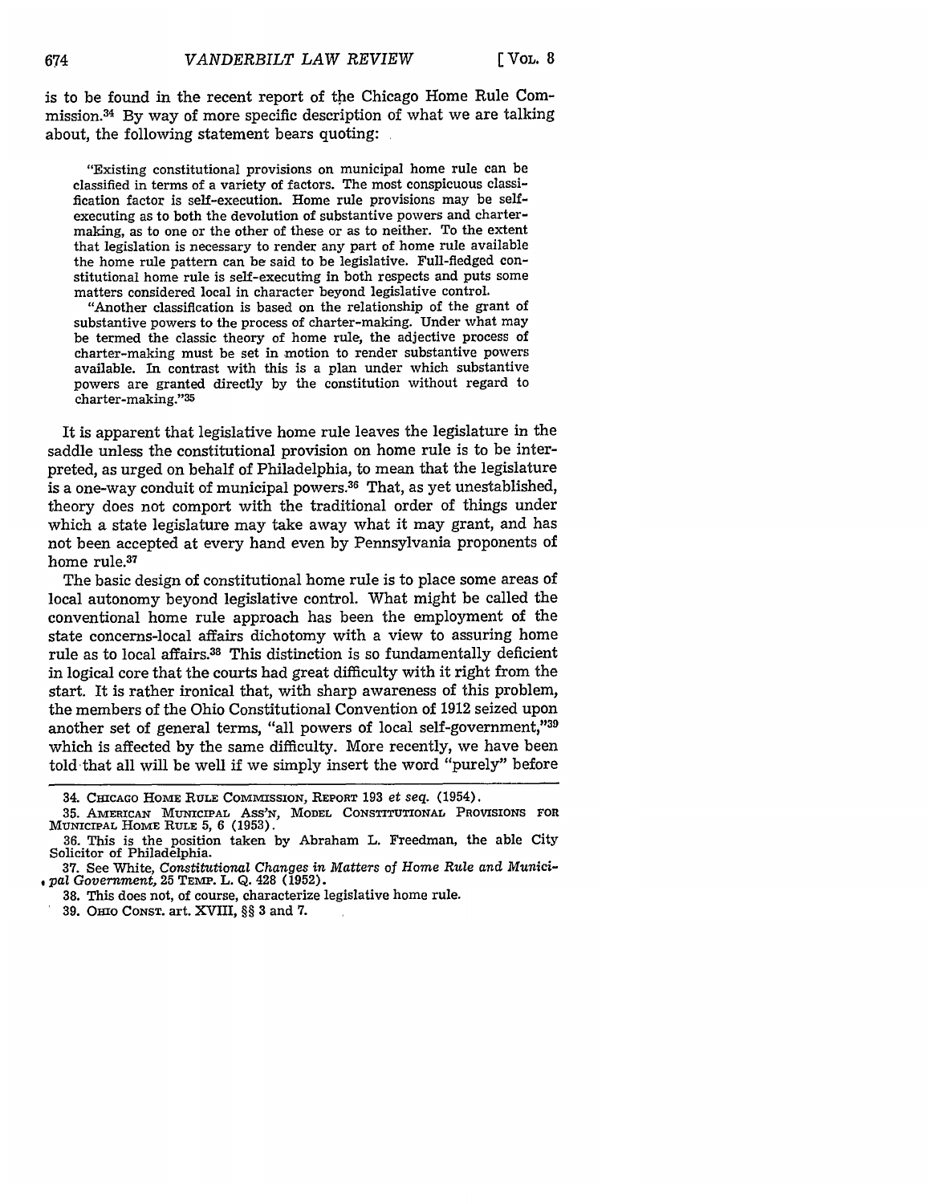is to be found in the recent report of the Chicago Home Rule Commission.[34] By way of more specific description of what we are talking about, the following statement bears quoting:

> "Existing constitutional provisions on municipal home rule can be classified in terms of a variety of factors. The most conspicuous classification factor is self-execution. Home rule provisions may be self-executing as to both the devolution of substantive powers and charter-making, as to one or the other of these or as to neither. To the extent that legislation is necessary to render any part of home rule available the home rule pattern can be said to be legislative. Full-fledged constitutional home rule is self-executing in both respects and puts some matters considered local in character beyond legislative control.
>
> "Another classification is based on the relationship of the grant of substantive powers to the process of charter-making. Under what may be termed the classic theory of home rule, the adjective process of charter-making must be set in motion to render substantive powers available. In contrast with this is a plan under which substantive powers are granted directly by the constitution without regard to charter-making."[35]

It is apparent that legislative home rule leaves the legislature in the saddle unless the constitutional provision on home rule is to be interpreted, as urged on behalf of Philadelphia, to mean that the legislature is a one-way conduit of municipal powers.[36] That, as yet unestablished, theory does not comport with the traditional order of things under which a state legislature may take away what it may grant, and has not been accepted at every hand even by Pennsylvania proponents of home rule.[37]

The basic design of constitutional home rule is to place some areas of local autonomy beyond legislative control. What might be called the conventional home rule approach has been the employment of the state concerns-local affairs dichotomy with a view to assuring home rule as to local affairs.[38] This distinction is so fundamentally deficient in logical core that the courts had great difficulty with it right from the start. It is rather ironical that, with sharp awareness of this problem, the members of the Ohio Constitutional Convention of 1912 seized upon another set of general terms, "all powers of local self-government,"[39] which is affected by the same difficulty. More recently, we have been told that all will be well if we simply insert the word "purely" before

---

34. CHICAGO HOME RULE COMMISSION, REPORT 193 *et seq.* (1954).

35. AMERICAN MUNICIPAL ASS'N, MODEL CONSTITUTIONAL PROVISIONS FOR MUNICIPAL HOME RULE 5, 6 (1953).

36. This is the position taken by Abraham L. Freedman, the able City Solicitor of Philadelphia.

37. See White, *Constitutional Changes in Matters of Home Rule and Municipal Government*, 25 TEMP. L. Q. 428 (1952).

38. This does not, of course, characterize legislative home rule.

39. OHIO CONST. art. XVIII, §§ 3 and 7.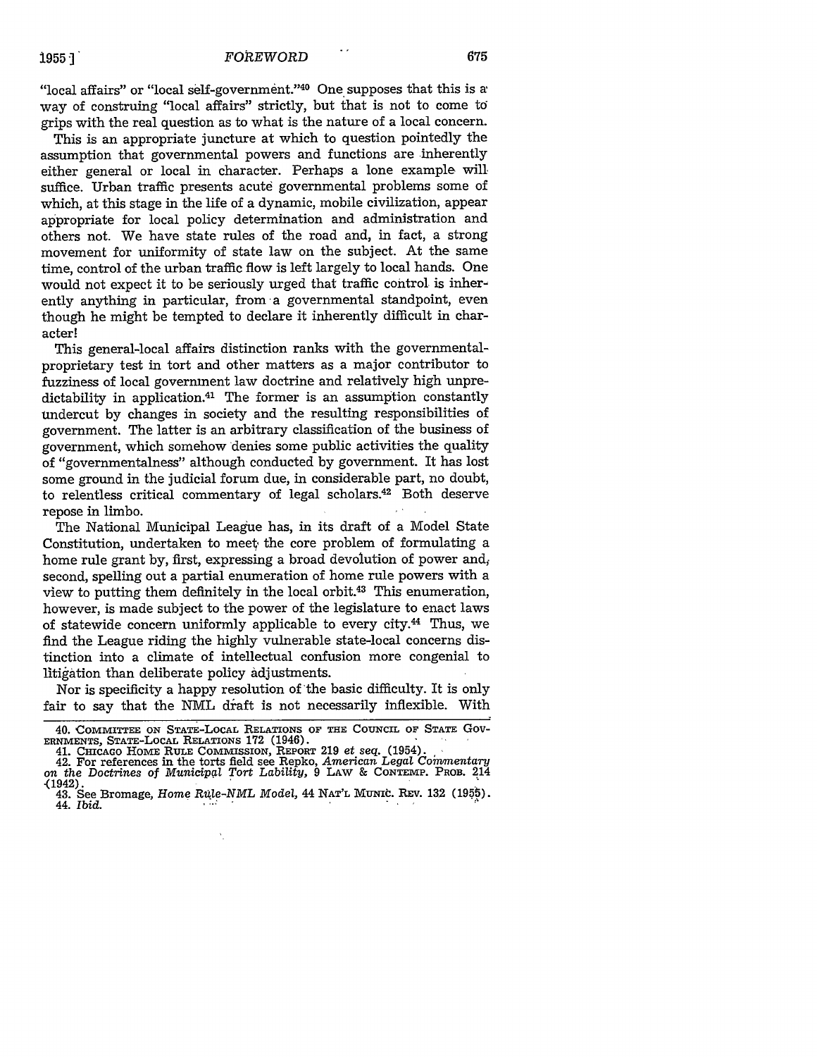"local affairs" or "local self-government."[40] One supposes that this is a way of construing "local affairs" strictly, but that is not to come to grips with the real question as to what is the nature of a local concern.

This is an appropriate juncture at which to question pointedly the assumption that governmental powers and functions are inherently either general or local in character. Perhaps a lone example will suffice. Urban traffic presents acute governmental problems some of which, at this stage in the life of a dynamic, mobile civilization, appear appropriate for local policy determination and administration and others not. We have state rules of the road and, in fact, a strong movement for uniformity of state law on the subject. At the same time, control of the urban traffic flow is left largely to local hands. One would not expect it to be seriously urged that traffic control is inherently anything in particular, from a governmental standpoint, even though he might be tempted to declare it inherently difficult in character!

This general-local affairs distinction ranks with the governmental-proprietary test in tort and other matters as a major contributor to fuzziness of local government law doctrine and relatively high unpredictability in application.[41] The former is an assumption constantly undercut by changes in society and the resulting responsibilities of government. The latter is an arbitrary classification of the business of government, which somehow denies some public activities the quality of "governmentalness" although conducted by government. It has lost some ground in the judicial forum due, in considerable part, no doubt, to relentless critical commentary of legal scholars.[42] Both deserve repose in limbo.

The National Municipal League has, in its draft of a Model State Constitution, undertaken to meet the core problem of formulating a home rule grant by, first, expressing a broad devolution of power and, second, spelling out a partial enumeration of home rule powers with a view to putting them definitely in the local orbit.[43] This enumeration, however, is made subject to the power of the legislature to enact laws of statewide concern uniformly applicable to every city.[44] Thus, we find the League riding the highly vulnerable state-local concerns distinction into a climate of intellectual confusion more congenial to litigation than deliberate policy adjustments.

Nor is specificity a happy resolution of the basic difficulty. It is only fair to say that the NML draft is not necessarily inflexible. With

---

40. Committee on State-Local Relations of the Council of State Governments, State-Local Relations 172 (1946).

41. Chicago Home Rule Commission, Report 219 *et seq.* (1954).

42. For references in the torts field see Repko, *American Legal Commentary on the Doctrines of Municipal Tort Lability*, 9 Law & Contemp. Prob. 214 (1942).

43. See Bromage, *Home Rule-NML Model*, 44 Nat'l Munic. Rev. 132 (1955).

44. *Ibid.*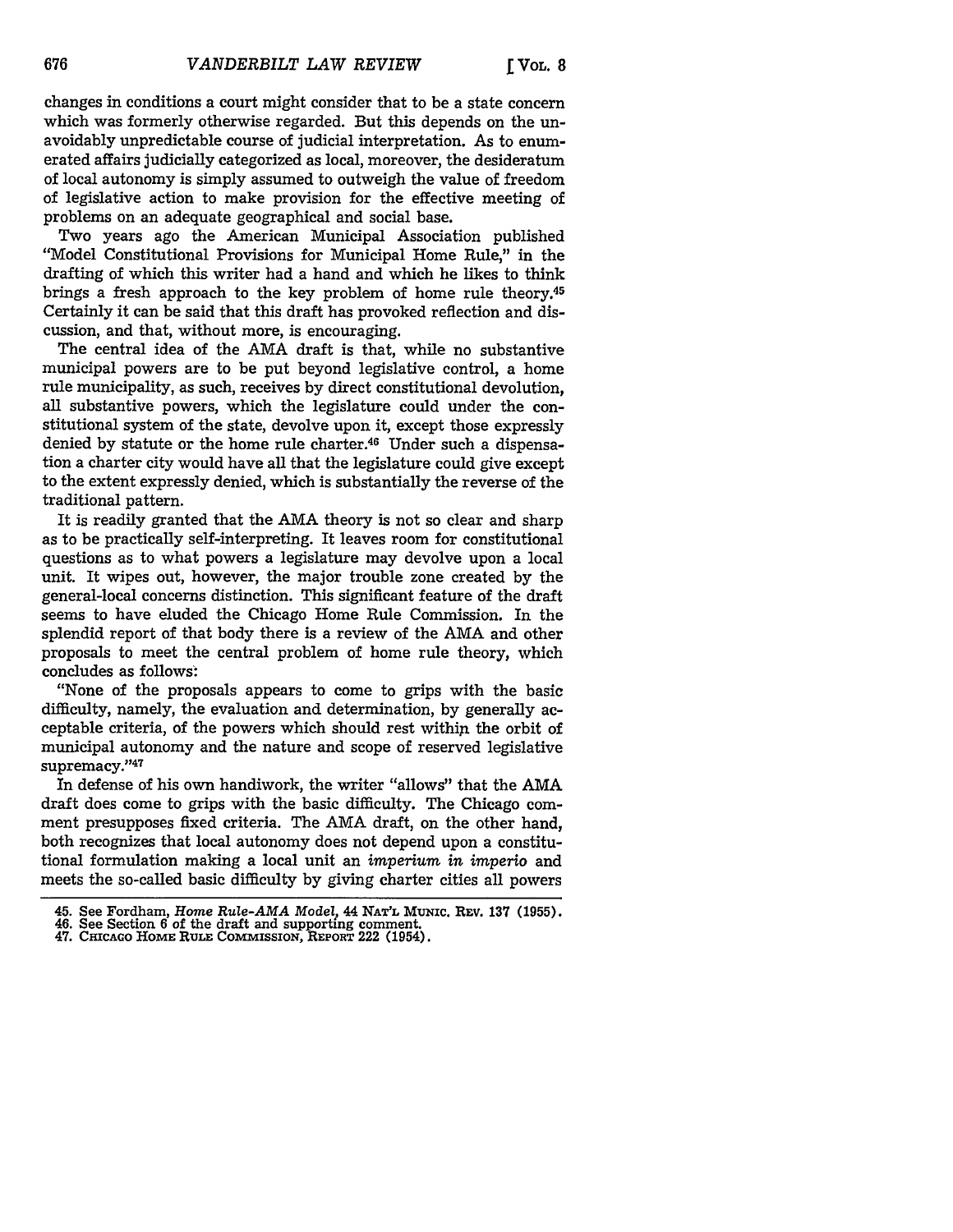changes in conditions a court might consider that to be a state concern which was formerly otherwise regarded. But this depends on the unavoidably unpredictable course of judicial interpretation. As to enumerated affairs judicially categorized as local, moreover, the desideratum of local autonomy is simply assumed to outweigh the value of freedom of legislative action to make provision for the effective meeting of problems on an adequate geographical and social base.

Two years ago the American Municipal Association published "Model Constitutional Provisions for Municipal Home Rule," in the drafting of which this writer had a hand and which he likes to think brings a fresh approach to the key problem of home rule theory.[45] Certainly it can be said that this draft has provoked reflection and discussion, and that, without more, is encouraging.

The central idea of the AMA draft is that, while no substantive municipal powers are to be put beyond legislative control, a home rule municipality, as such, receives by direct constitutional devolution, all substantive powers, which the legislature could under the constitutional system of the state, devolve upon it, except those expressly denied by statute or the home rule charter.[46] Under such a dispensation a charter city would have all that the legislature could give except to the extent expressly denied, which is substantially the reverse of the traditional pattern.

It is readily granted that the AMA theory is not so clear and sharp as to be practically self-interpreting. It leaves room for constitutional questions as to what powers a legislature may devolve upon a local unit. It wipes out, however, the major trouble zone created by the general-local concerns distinction. This significant feature of the draft seems to have eluded the Chicago Home Rule Commission. In the splendid report of that body there is a review of the AMA and other proposals to meet the central problem of home rule theory, which concludes as follows:

"None of the proposals appears to come to grips with the basic difficulty, namely, the evaluation and determination, by generally acceptable criteria, of the powers which should rest within the orbit of municipal autonomy and the nature and scope of reserved legislative supremacy."[47]

In defense of his own handiwork, the writer "allows" that the AMA draft does come to grips with the basic difficulty. The Chicago comment presupposes fixed criteria. The AMA draft, on the other hand, both recognizes that local autonomy does not depend upon a constitutional formulation making a local unit an *imperium in imperio* and meets the so-called basic difficulty by giving charter cities all powers

---

45. See Fordham, *Home Rule-AMA Model*, 44 NAT'L MUNIC. REV. 137 (1955).
46. See Section 6 of the draft and supporting comment.
47. CHICAGO HOME RULE COMMISSION, REPORT 222 (1954).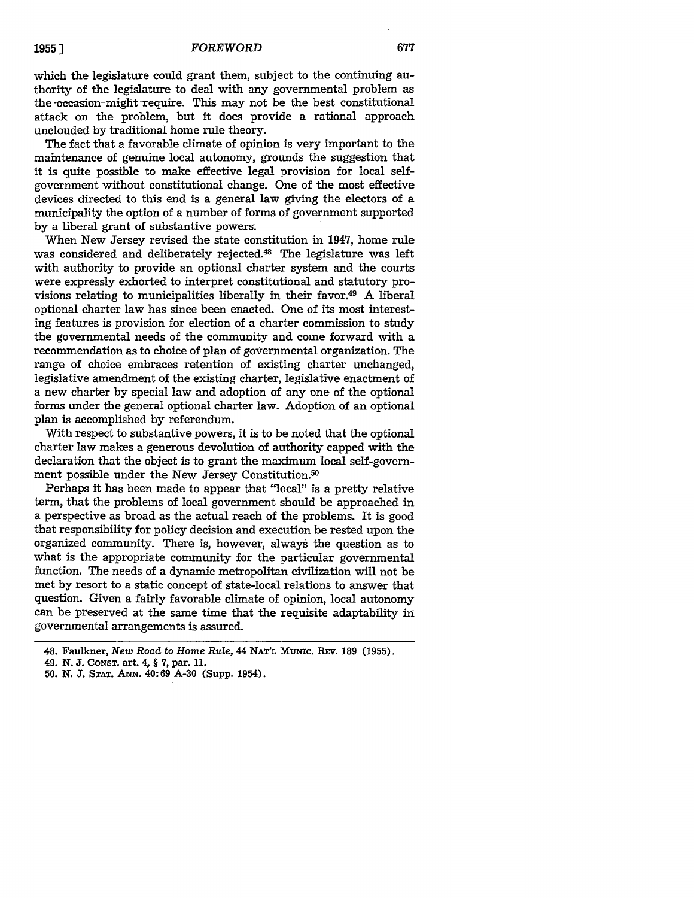which the legislature could grant them, subject to the continuing authority of the legislature to deal with any governmental problem as the occasion might require. This may not be the best constitutional attack on the problem, but it does provide a rational approach unclouded by traditional home rule theory.

The fact that a favorable climate of opinion is very important to the maintenance of genuine local autonomy, grounds the suggestion that it is quite possible to make effective legal provision for local self-government without constitutional change. One of the most effective devices directed to this end is a general law giving the electors of a municipality the option of a number of forms of government supported by a liberal grant of substantive powers.

When New Jersey revised the state constitution in 1947, home rule was considered and deliberately rejected.[48] The legislature was left with authority to provide an optional charter system and the courts were expressly exhorted to interpret constitutional and statutory provisions relating to municipalities liberally in their favor.[49] A liberal optional charter law has since been enacted. One of its most interesting features is provision for election of a charter commission to study the governmental needs of the community and come forward with a recommendation as to choice of plan of governmental organization. The range of choice embraces retention of existing charter unchanged, legislative amendment of the existing charter, legislative enactment of a new charter by special law and adoption of any one of the optional forms under the general optional charter law. Adoption of an optional plan is accomplished by referendum.

With respect to substantive powers, it is to be noted that the optional charter law makes a generous devolution of authority capped with the declaration that the object is to grant the maximum local self-government possible under the New Jersey Constitution.[50]

Perhaps it has been made to appear that "local" is a pretty relative term, that the problems of local government should be approached in a perspective as broad as the actual reach of the problems. It is good that responsibility for policy decision and execution be rested upon the organized community. There is, however, always the question as to what is the appropriate community for the particular governmental function. The needs of a dynamic metropolitan civilization will not be met by resort to a static concept of state-local relations to answer that question. Given a fairly favorable climate of opinion, local autonomy can be preserved at the same time that the requisite adaptability in governmental arrangements is assured.

---

48. Faulkner, *New Road to Home Rule*, 44 NAT'L MUNIC. REV. 189 (1955).
49. N. J. CONST. art. 4, § 7, par. 11.
50. N. J. STAT. ANN. 40:69 A-30 (Supp. 1954).